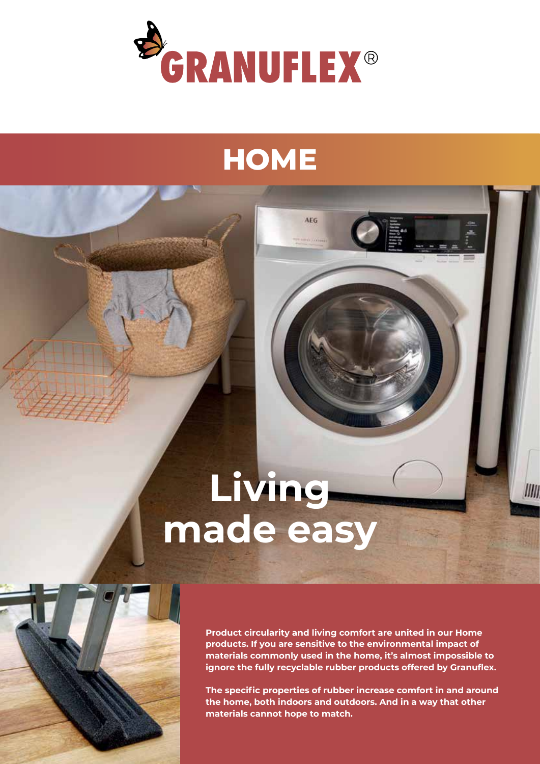# GRANUFLEX®

## HOME

# Living made easy

**Product circularity and living comfort are united in our Home products. If you are sensitive to the environmental impact of materials commonly used in the home, it's almost impossible to ignore the fully recyclable rubber products offered by Granuflex.**

**The specific properties of rubber increase comfort in and around the home, both indoors and outdoors. And in a way that other materials cannot hope to match.**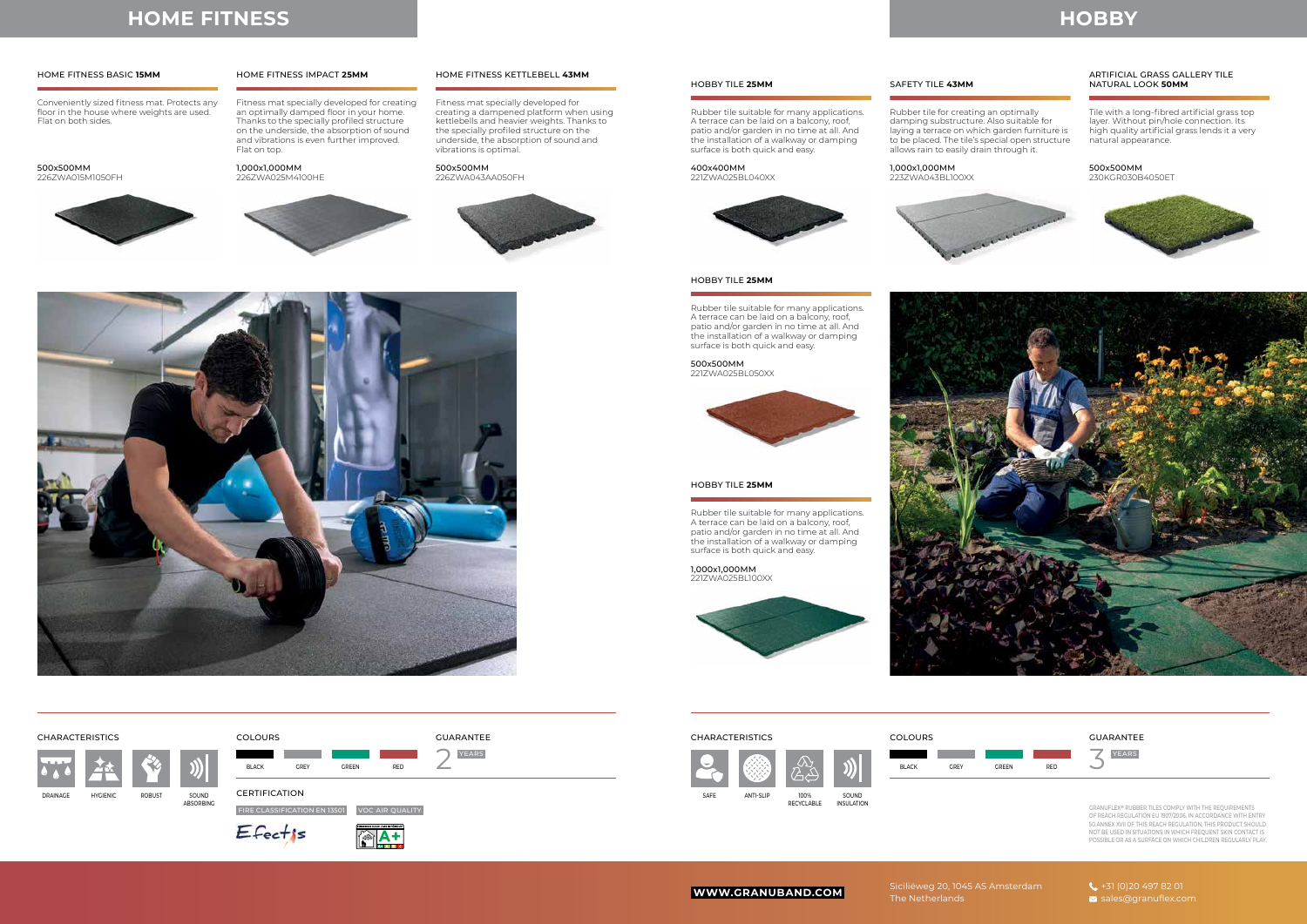# HOME FITNESS

### HOME FITNESS BASIC **15MM**

Conveniently sized fitness mat. Protects any floor in the house where weights are used. Flat on both sides.

**500x500MM**
226ZWA015M1050FH

### HOME FITNESS IMPACT **25MM**

Fitness mat specially developed for creating an optimally damped floor in your home. Thanks to the specially profiled structure on the underside, the absorption of sound and vibrations is even further improved. Flat on top.

**1,000x1,000MM**
226ZWA025M4100HE

### HOME FITNESS KETTLEBELL **43MM**

Fitness mat specially developed for creating a dampened platform when using kettlebells and heavier weights. Thanks to the specially profiled structure on the underside, the absorption of sound and vibrations is optimal.

**500x500MM**
226ZWA043AA050FH

#### CHARACTERISTICS

DRAINAGE, HYGIENIC, ROBUST, SOUND ABSORBING

#### COLOURS

BLACK, GREY, GREEN, RED

#### GUARANTEE

2 YEARS

#### CERTIFICATION

FIRE CLASSIFICATION EN 13501

VOC AIR QUALITY

Efectis

A+

# HOBBY

### HOBBY TILE **25MM**

Rubber tile suitable for many applications. A terrace can be laid on a balcony, roof, patio and/or garden in no time at all. And the installation of a walkway or damping surface is both quick and easy.

**400x400MM**
221ZWA025BL040XX

### HOBBY TILE **25MM**

Rubber tile suitable for many applications. A terrace can be laid on a balcony, roof, patio and/or garden in no time at all. And the installation of a walkway or damping surface is both quick and easy.

**500x500MM**
221ZWA025BL050XX

### HOBBY TILE **25MM**

Rubber tile suitable for many applications. A terrace can be laid on a balcony, roof, patio and/or garden in no time at all. And the installation of a walkway or damping surface is both quick and easy.

**1,000x1,000MM**
221ZWA025BL100XX

### SAFETY TILE **43MM**

Rubber tile for creating an optimally damping substructure. Also suitable for laying a terrace on which garden furniture is to be placed. The tile's special open structure allows rain to easily drain through it.

**1,000x1,000MM**
223ZWA043BL100XX

### ARTIFICIAL GRASS GALLERY TILE NATURAL LOOK **50MM**

Tile with a long-fibred artificial grass top layer. Without pin/hole connection. Its high quality artificial grass lends it a very natural appearance.

**500x500MM**
230KGR030B4050ET

#### CHARACTERISTICS

SAFE, ANTI-SLIP, 100% RECYCLABLE, SOUND INSULATION

#### COLOURS

BLACK, GREY, GREEN, RED

#### GUARANTEE

3 YEARS

GRANUFLEX® RUBBER TILES COMPLY WITH THE REQUIREMENTS OF REACH REGULATION EU 1907/2006. IN ACCORDANCE WITH ENTRY 50 ANNEX XVII OF THIS REACH REGULATION, THIS PRODUCT SHOULD NOT BE USED IN SITUATIONS IN WHICH FREQUENT SKIN CONTACT IS POSSIBLE OR AS A SURFACE ON WHICH CHILDREN REGULARLY PLAY.

**WWW.GRANUBAND.COM**

Siciliëweg 20, 1045 AS Amsterdam
The Netherlands

+31 (0)20 497 82 01
sales@granuflex.com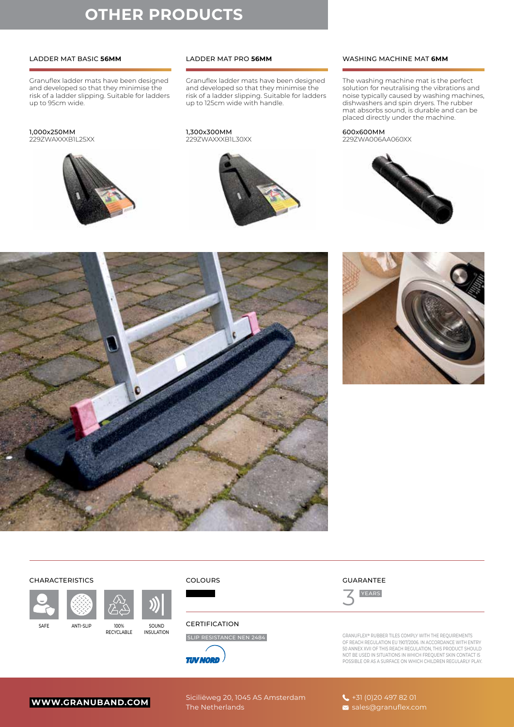# OTHER PRODUCTS

### LADDER MAT BASIC **56MM**

Granuflex ladder mats have been designed and developed so that they minimise the risk of a ladder slipping. Suitable for ladders up to 95cm wide.

1,000x250MM
229ZWAXXXB1L25XX

### LADDER MAT PRO **56MM**

Granuflex ladder mats have been designed and developed so that they minimise the risk of a ladder slipping. Suitable for ladders up to 125cm wide with handle.

1,300x300MM
229ZWAXXXB1L30XX

### WASHING MACHINE MAT **6MM**

The washing machine mat is the perfect solution for neutralising the vibrations and noise typically caused by washing machines, dishwashers and spin dryers. The rubber mat absorbs sound, is durable and can be placed directly under the machine.

600x600MM
229ZWA006AA060XX

### CHARACTERISTICS

SAFE
ANTI-SLIP
100% RECYCLABLE
SOUND INSULATION

### COLOURS

### CERTIFICATION

SLIP RESISTANCE NEN 2484

TÜV NORD

### GUARANTEE

3 YEARS

GRANUFLEX® RUBBER TILES COMPLY WITH THE REQUIREMENTS OF REACH REGULATION EU 1907/2006. IN ACCORDANCE WITH ENTRY 50 ANNEX XVII OF THIS REACH REGULATION, THIS PRODUCT SHOULD NOT BE USED IN SITUATIONS IN WHICH FREQUENT SKIN CONTACT IS POSSIBLE OR AS A SURFACE ON WHICH CHILDREN REGULARLY PLAY.

**WWW.GRANUBAND.COM**

Siciliëweg 20, 1045 AS Amsterdam
The Netherlands

+31 (0)20 497 82 01
sales@granuflex.com